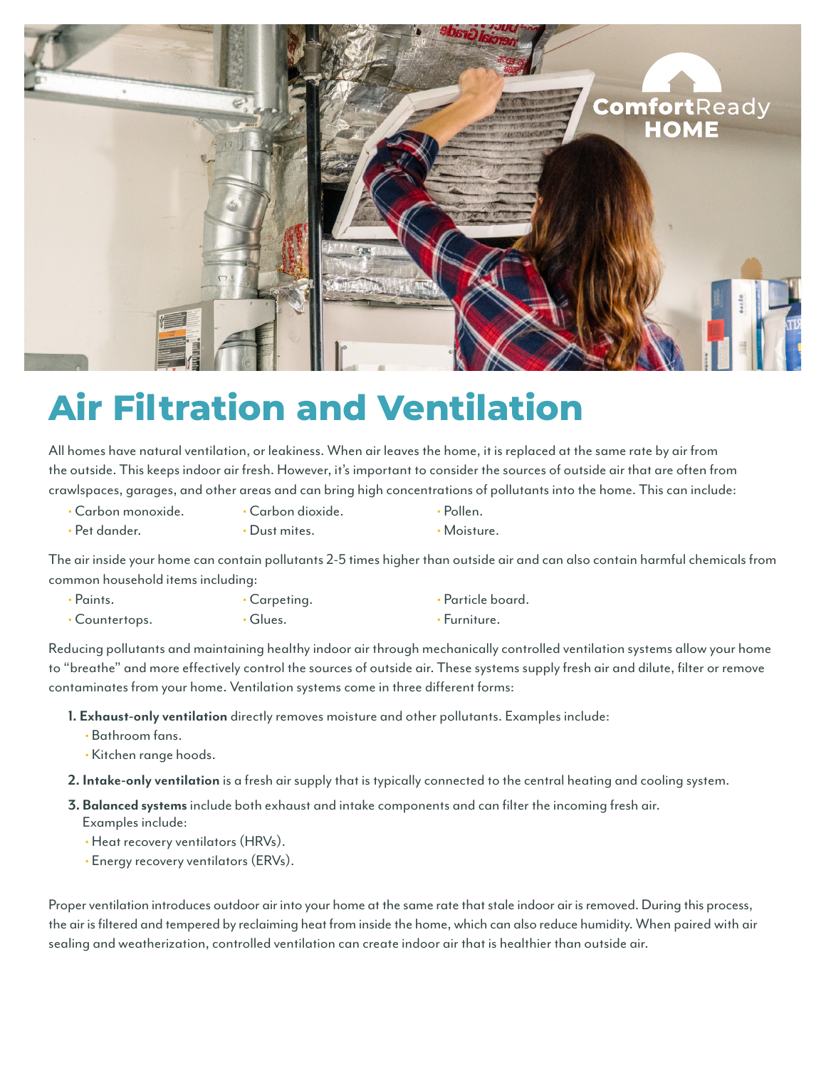# Air Filtration and Ventilation

All homes have natural ventilation, or leakiness. When air leaves the home, it is replaced at the same rate by air from the outside. This keeps indoor air fresh. However, it's important to consider the sources of outside air that are often from crawlspaces, garages, and other areas and can bring high concentrations of pollutants into the home. This can include:

- Carbon monoxide.
- Carbon dioxide.
- Pollen.
- Pet dander.
- Dust mites.
- Moisture.

The air inside your home can contain pollutants 2-5 times higher than outside air and can also contain harmful chemicals from common household items including:

- Paints.
- Carpeting.
- Particle board.
- Countertops.
- Glues.
- Furniture.

Reducing pollutants and maintaining healthy indoor air through mechanically controlled ventilation systems allow your home to "breathe" and more effectively control the sources of outside air. These systems supply fresh air and dilute, filter or remove contaminates from your home. Ventilation systems come in three different forms:

1. **Exhaust-only ventilation** directly removes moisture and other pollutants. Examples include:
   - Bathroom fans.
   - Kitchen range hoods.
2. **Intake-only ventilation** is a fresh air supply that is typically connected to the central heating and cooling system.
3. **Balanced systems** include both exhaust and intake components and can filter the incoming fresh air. Examples include:
   - Heat recovery ventilators (HRVs).
   - Energy recovery ventilators (ERVs).

Proper ventilation introduces outdoor air into your home at the same rate that stale indoor air is removed. During this process, the air is filtered and tempered by reclaiming heat from inside the home, which can also reduce humidity. When paired with air sealing and weatherization, controlled ventilation can create indoor air that is healthier than outside air.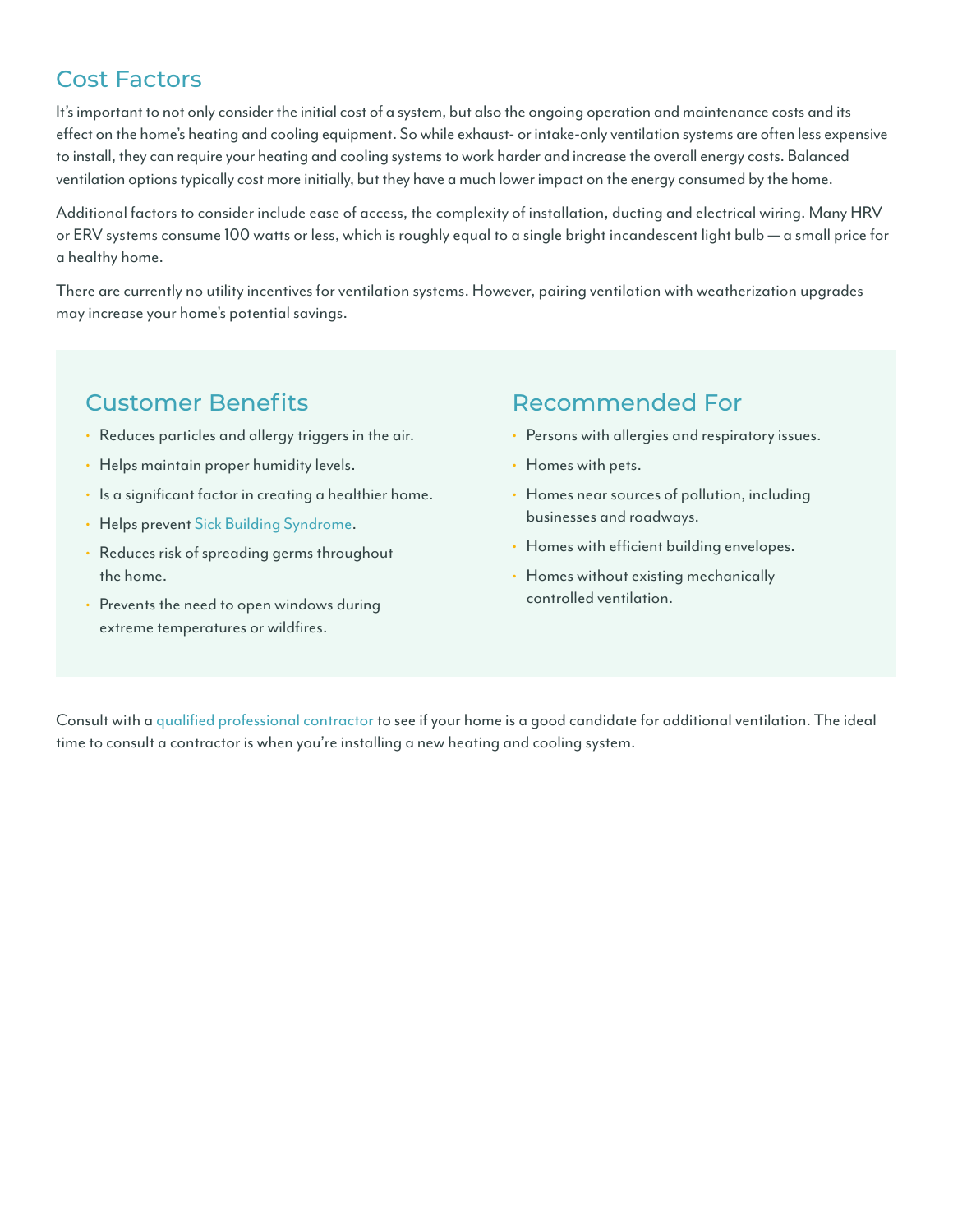## Cost Factors

It's important to not only consider the initial cost of a system, but also the ongoing operation and maintenance costs and its effect on the home's heating and cooling equipment. So while exhaust- or intake-only ventilation systems are often less expensive to install, they can require your heating and cooling systems to work harder and increase the overall energy costs. Balanced ventilation options typically cost more initially, but they have a much lower impact on the energy consumed by the home.

Additional factors to consider include ease of access, the complexity of installation, ducting and electrical wiring. Many HRV or ERV systems consume 100 watts or less, which is roughly equal to a single bright incandescent light bulb — a small price for a healthy home.

There are currently no utility incentives for ventilation systems. However, pairing ventilation with weatherization upgrades may increase your home's potential savings.

### Customer Benefits

- Reduces particles and allergy triggers in the air.
- Helps maintain proper humidity levels.
- Is a significant factor in creating a healthier home.
- Helps prevent Sick Building Syndrome.
- Reduces risk of spreading germs throughout the home.
- Prevents the need to open windows during extreme temperatures or wildfires.

### Recommended For

- Persons with allergies and respiratory issues.
- Homes with pets.
- Homes near sources of pollution, including businesses and roadways.
- Homes with efficient building envelopes.
- Homes without existing mechanically controlled ventilation.

Consult with a qualified professional contractor to see if your home is a good candidate for additional ventilation. The ideal time to consult a contractor is when you're installing a new heating and cooling system.